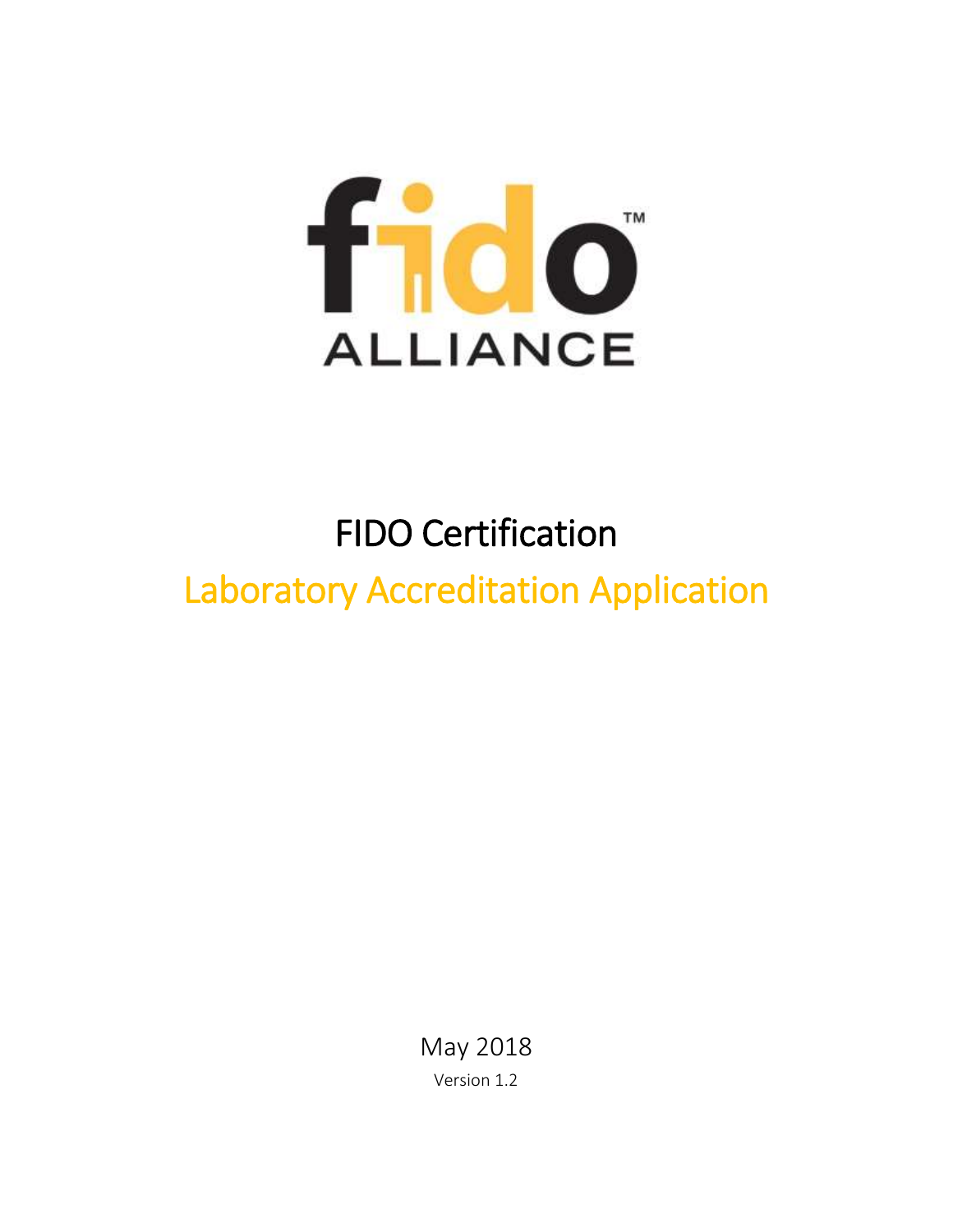# FIDO Certification

## Laboratory Accreditation Application

May 2018

Version 1.2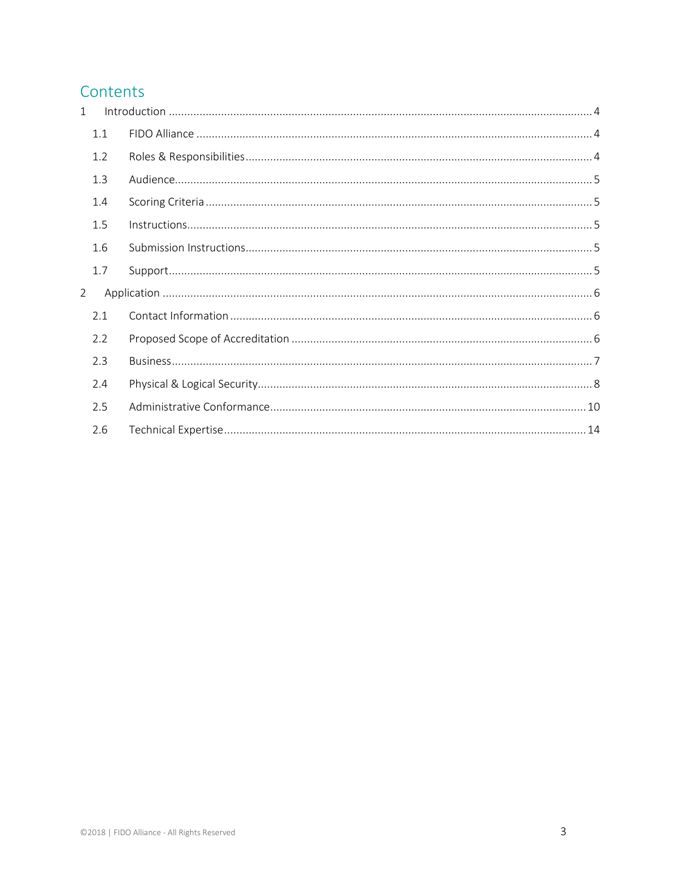## Contents

1 Introduction ........................................................................................................................................ 4

  1.1 FIDO Alliance ............................................................................................................................... 4

  1.2 Roles & Responsibilities ............................................................................................................... 4

  1.3 Audience ...................................................................................................................................... 5

  1.4 Scoring Criteria ............................................................................................................................ 5

  1.5 Instructions .................................................................................................................................. 5

  1.6 Submission Instructions ............................................................................................................... 5

  1.7 Support ........................................................................................................................................ 5

2 Application .......................................................................................................................................... 6

  2.1 Contact Information ..................................................................................................................... 6

  2.2 Proposed Scope of Accreditation ................................................................................................. 6

  2.3 Business ....................................................................................................................................... 7

  2.4 Physical & Logical Security ........................................................................................................... 8

  2.5 Administrative Conformance ..................................................................................................... 10

  2.6 Technical Expertise .................................................................................................................... 14

©2018 | FIDO Alliance - All Rights Reserved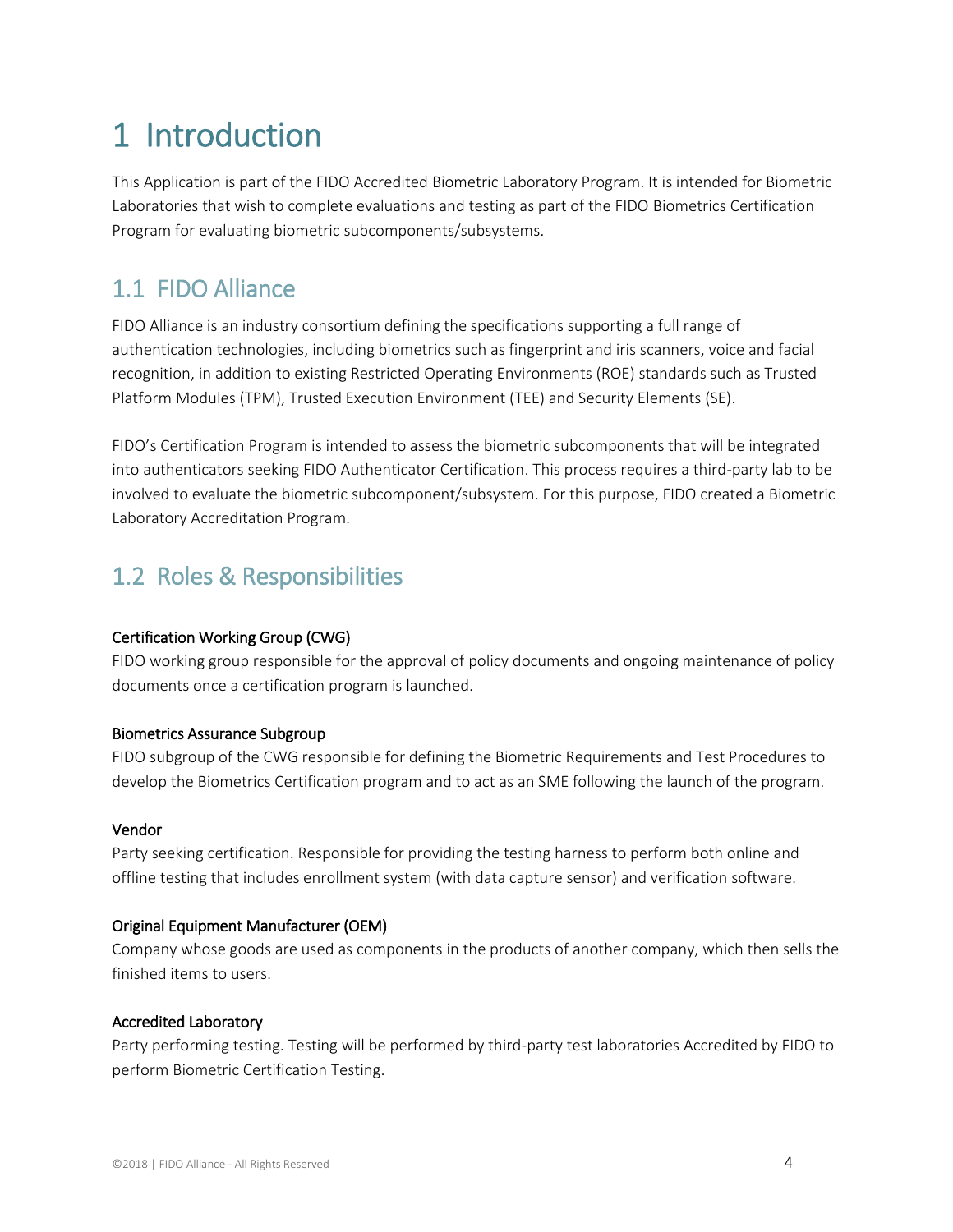# 1 Introduction

This Application is part of the FIDO Accredited Biometric Laboratory Program. It is intended for Biometric Laboratories that wish to complete evaluations and testing as part of the FIDO Biometrics Certification Program for evaluating biometric subcomponents/subsystems.

## 1.1 FIDO Alliance

FIDO Alliance is an industry consortium defining the specifications supporting a full range of authentication technologies, including biometrics such as fingerprint and iris scanners, voice and facial recognition, in addition to existing Restricted Operating Environments (ROE) standards such as Trusted Platform Modules (TPM), Trusted Execution Environment (TEE) and Security Elements (SE).

FIDO's Certification Program is intended to assess the biometric subcomponents that will be integrated into authenticators seeking FIDO Authenticator Certification. This process requires a third-party lab to be involved to evaluate the biometric subcomponent/subsystem. For this purpose, FIDO created a Biometric Laboratory Accreditation Program.

## 1.2 Roles & Responsibilities

**Certification Working Group (CWG)**
FIDO working group responsible for the approval of policy documents and ongoing maintenance of policy documents once a certification program is launched.

**Biometrics Assurance Subgroup**
FIDO subgroup of the CWG responsible for defining the Biometric Requirements and Test Procedures to develop the Biometrics Certification program and to act as an SME following the launch of the program.

**Vendor**
Party seeking certification. Responsible for providing the testing harness to perform both online and offline testing that includes enrollment system (with data capture sensor) and verification software.

**Original Equipment Manufacturer (OEM)**
Company whose goods are used as components in the products of another company, which then sells the finished items to users.

**Accredited Laboratory**
Party performing testing. Testing will be performed by third-party test laboratories Accredited by FIDO to perform Biometric Certification Testing.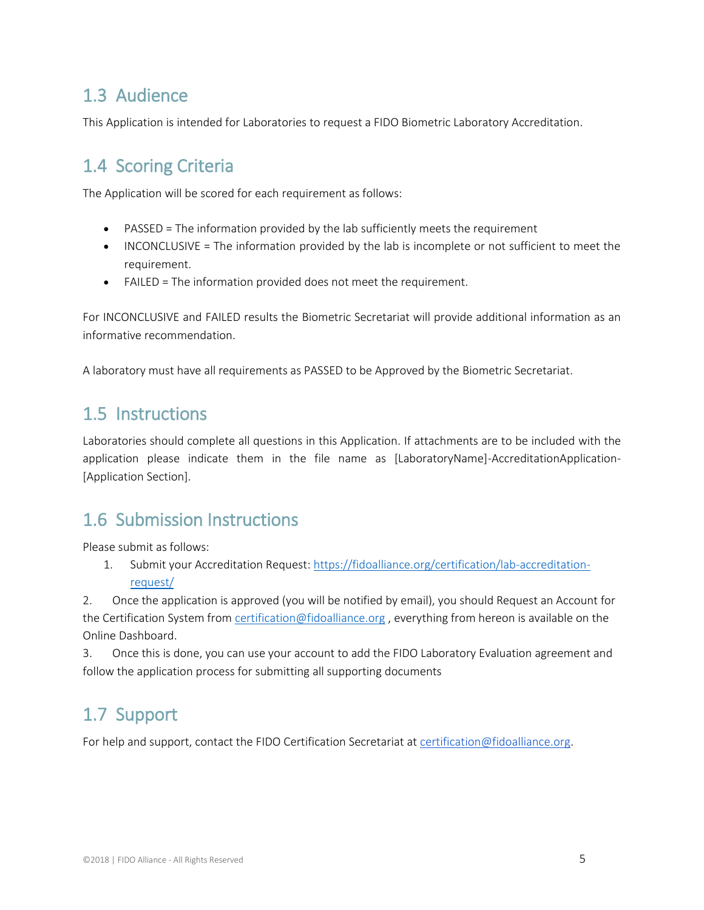## 1.3 Audience

This Application is intended for Laboratories to request a FIDO Biometric Laboratory Accreditation.

## 1.4 Scoring Criteria

The Application will be scored for each requirement as follows:

- PASSED = The information provided by the lab sufficiently meets the requirement
- INCONCLUSIVE = The information provided by the lab is incomplete or not sufficient to meet the requirement.
- FAILED = The information provided does not meet the requirement.

For INCONCLUSIVE and FAILED results the Biometric Secretariat will provide additional information as an informative recommendation.

A laboratory must have all requirements as PASSED to be Approved by the Biometric Secretariat.

## 1.5 Instructions

Laboratories should complete all questions in this Application. If attachments are to be included with the application please indicate them in the file name as [LaboratoryName]-AccreditationApplication-[Application Section].

## 1.6 Submission Instructions

Please submit as follows:

1. Submit your Accreditation Request: [https://fidoalliance.org/certification/lab-accreditation-request/](https://fidoalliance.org/certification/lab-accreditation-request/)

2. Once the application is approved (you will be notified by email), you should Request an Account for the Certification System from [certification@fidoalliance.org](mailto:certification@fidoalliance.org) , everything from hereon is available on the Online Dashboard.

3. Once this is done, you can use your account to add the FIDO Laboratory Evaluation agreement and follow the application process for submitting all supporting documents

## 1.7 Support

For help and support, contact the FIDO Certification Secretariat at [certification@fidoalliance.org](mailto:certification@fidoalliance.org).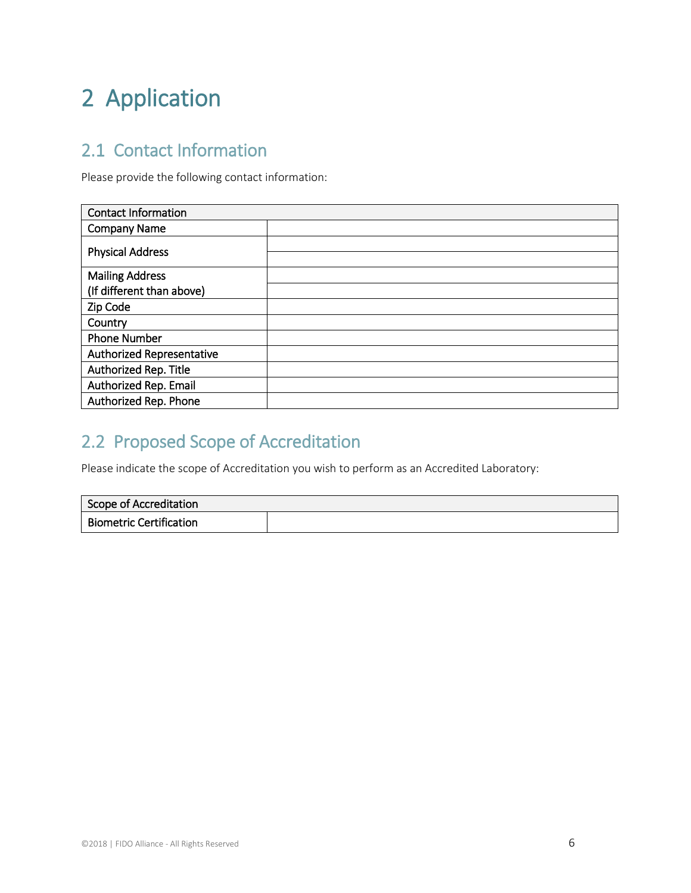# 2 Application

## 2.1 Contact Information

Please provide the following contact information:

| Contact Information | |
|---|---|
| Company Name | |
| Physical Address | |
| | |
| Mailing Address | |
| (If different than above) | |
| Zip Code | |
| Country | |
| Phone Number | |
| Authorized Representative | |
| Authorized Rep. Title | |
| Authorized Rep. Email | |
| Authorized Rep. Phone | |

## 2.2 Proposed Scope of Accreditation

Please indicate the scope of Accreditation you wish to perform as an Accredited Laboratory:

| Scope of Accreditation | |
|---|---|
| Biometric Certification | |

©2018 | FIDO Alliance - All Rights Reserved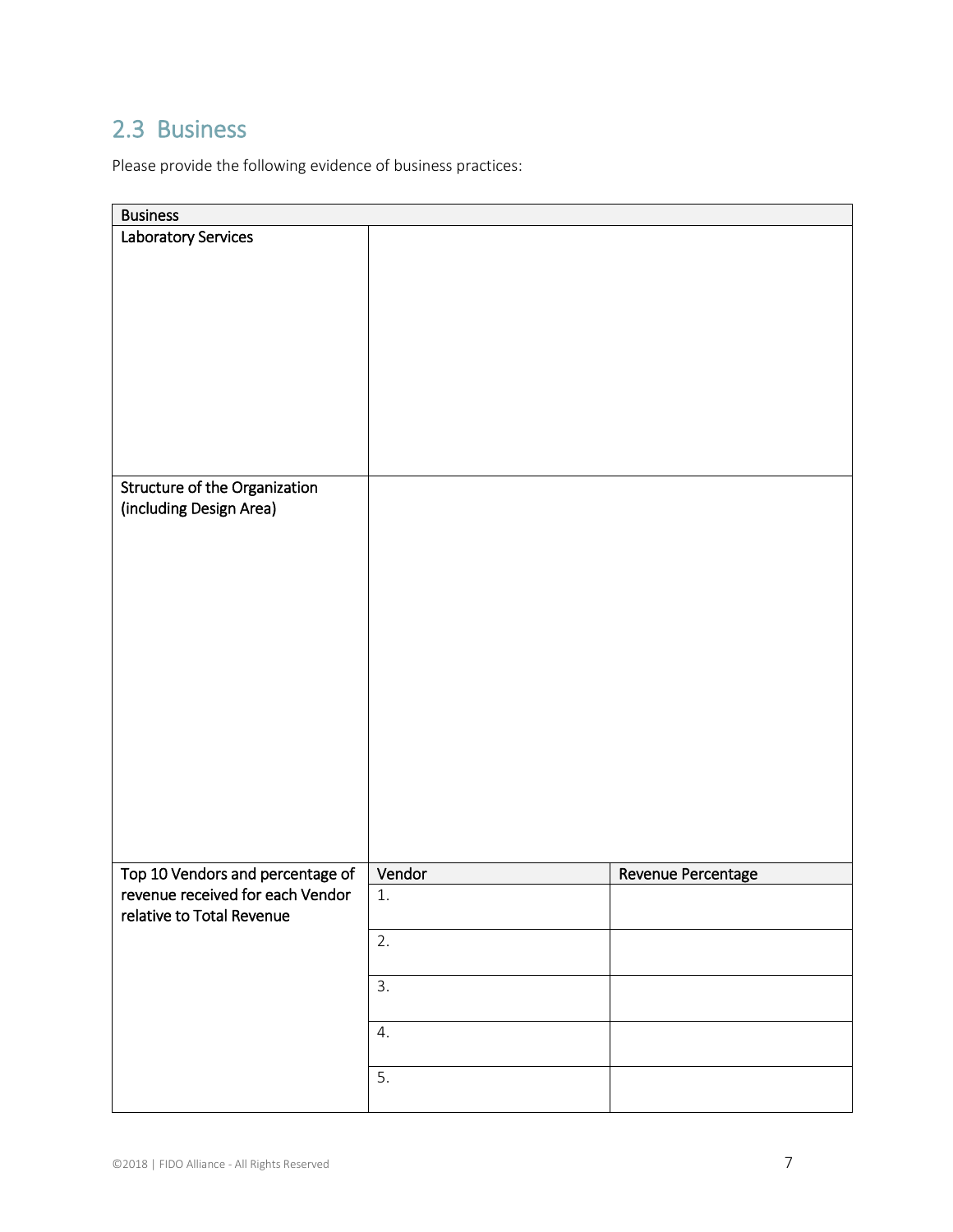## 2.3 Business

Please provide the following evidence of business practices:

| Business | | |
|---|---|---|
| Laboratory Services | | |
| Structure of the Organization (including Design Area) | | |
| Top 10 Vendors and percentage of revenue received for each Vendor relative to Total Revenue | Vendor | Revenue Percentage |
| | 1. | |
| | 2. | |
| | 3. | |
| | 4. | |
| | 5. | |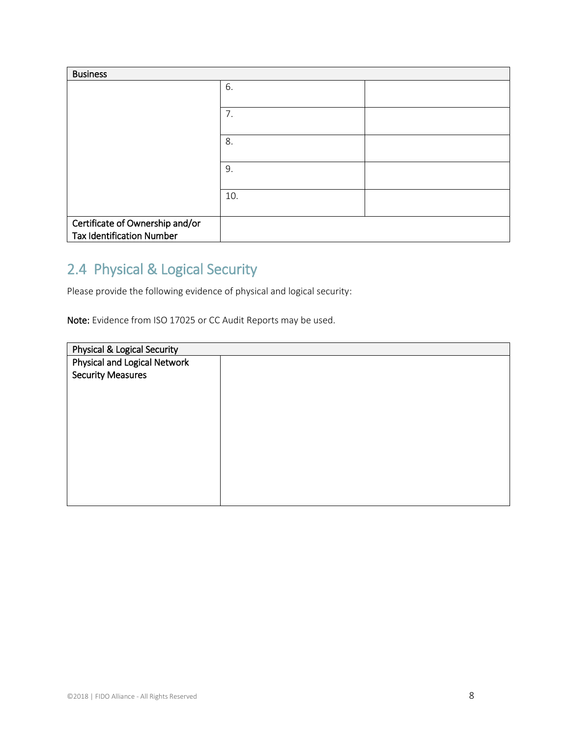| Business | | |
|---|---|---|
| | 6. | |
| | 7. | |
| | 8. | |
| | 9. | |
| | 10. | |
| Certificate of Ownership and/or Tax Identification Number | | |

## 2.4 Physical & Logical Security

Please provide the following evidence of physical and logical security:

**Note:** Evidence from ISO 17025 or CC Audit Reports may be used.

| Physical & Logical Security | |
|---|---|
| Physical and Logical Network Security Measures | |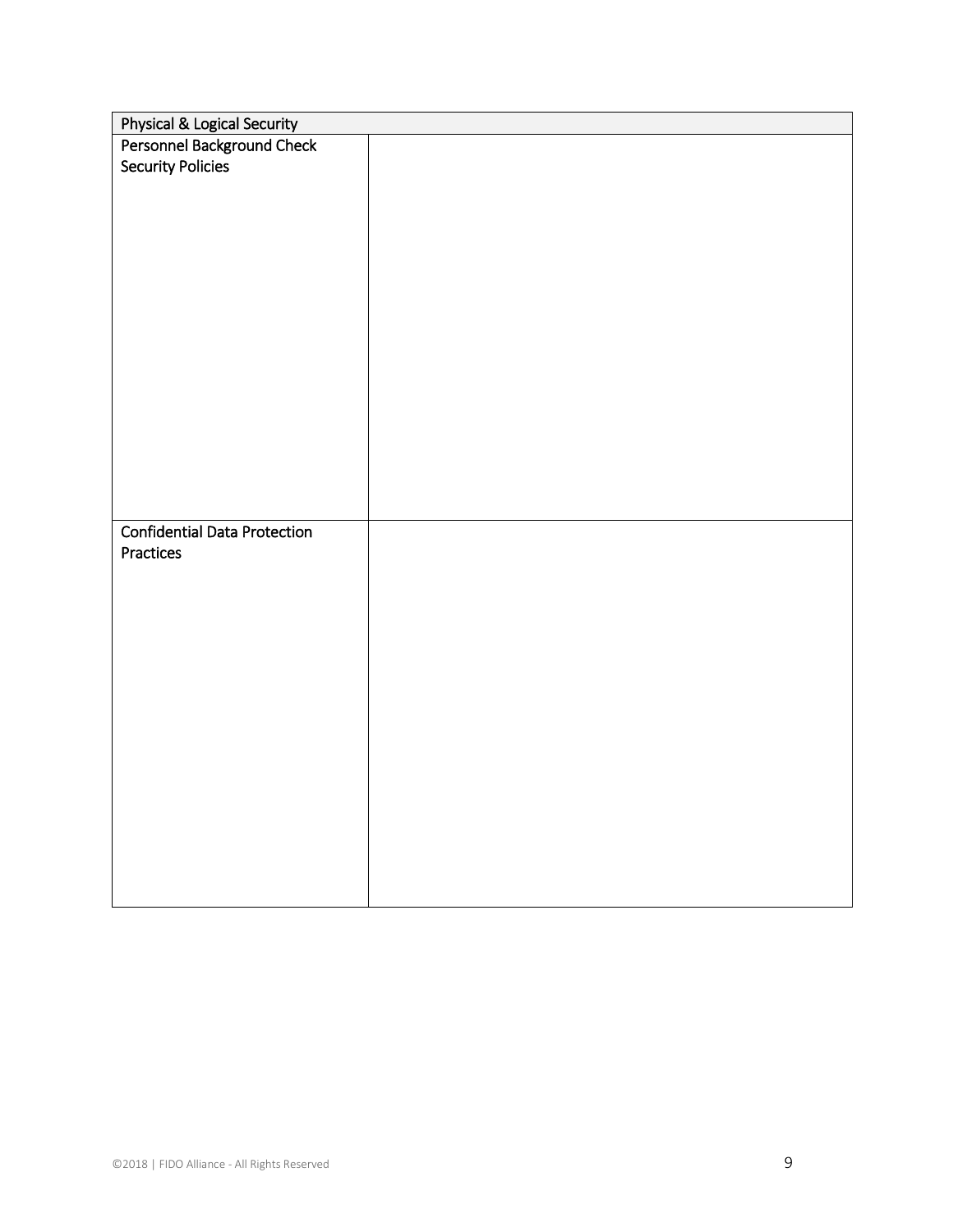| Physical & Logical Security | |
|---|---|
| Personnel Background Check Security Policies | |
| Confidential Data Protection Practices | |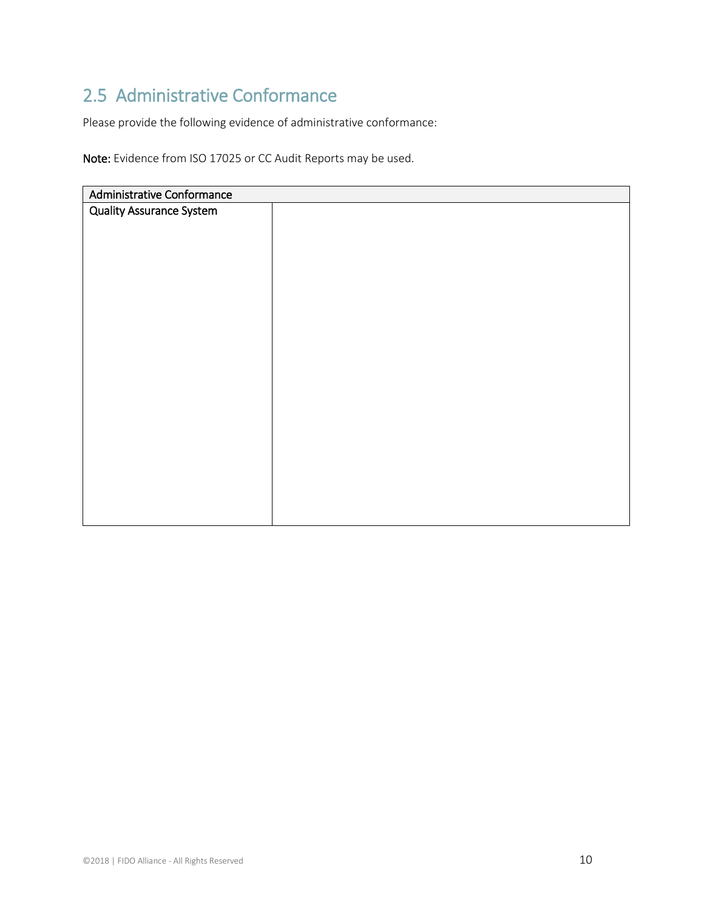## 2.5 Administrative Conformance

Please provide the following evidence of administrative conformance:

**Note:** Evidence from ISO 17025 or CC Audit Reports may be used.

| Administrative Conformance | |
|---|---|
| Quality Assurance System | |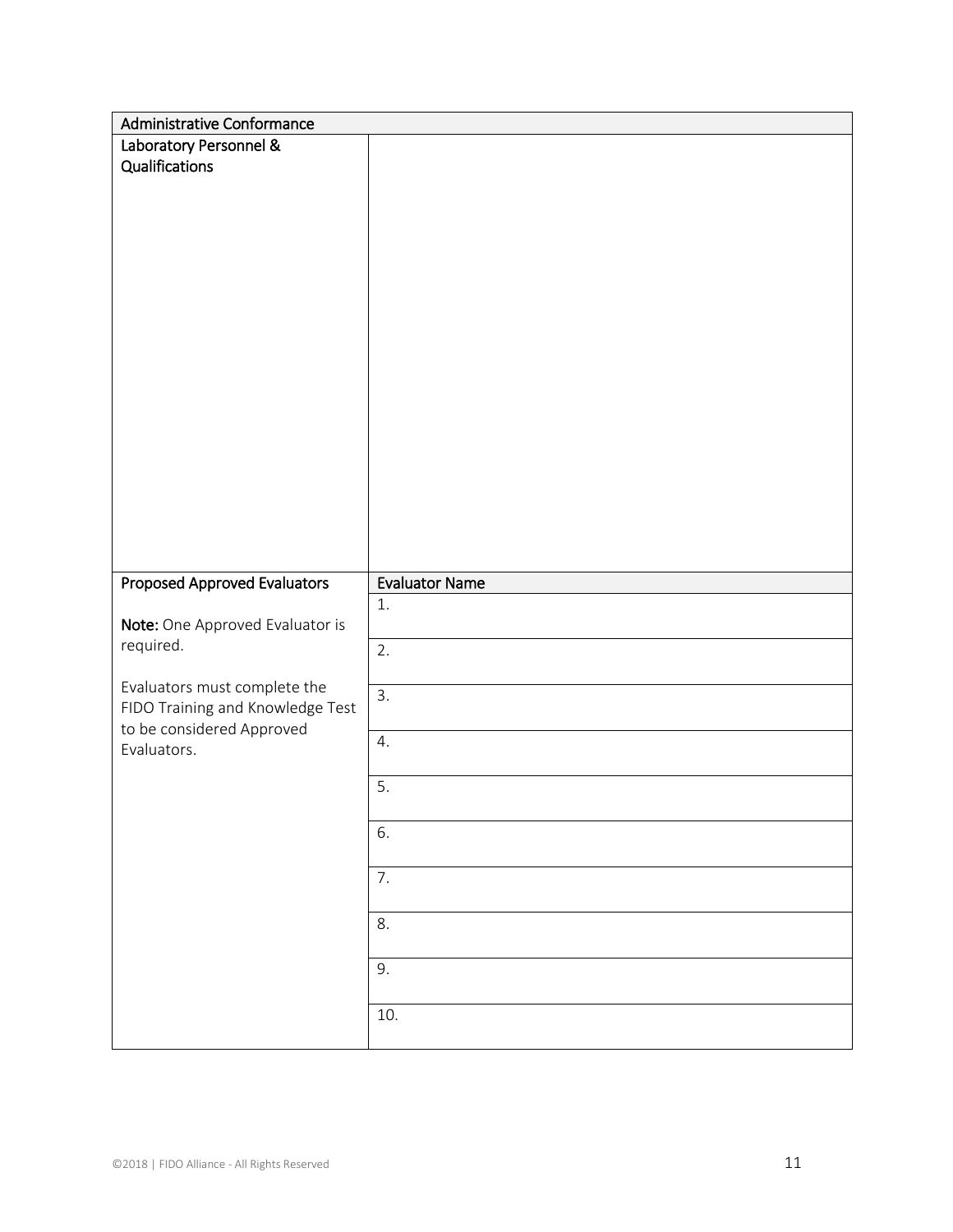| Administrative Conformance | |
|---|---|
| **Laboratory Personnel & Qualifications** | |
| **Proposed Approved Evaluators**<br><br>**Note:** One Approved Evaluator is required.<br><br>Evaluators must complete the FIDO Training and Knowledge Test to be considered Approved Evaluators. | **Evaluator Name** |
| | 1. |
| | 2. |
| | 3. |
| | 4. |
| | 5. |
| | 6. |
| | 7. |
| | 8. |
| | 9. |
| | 10. |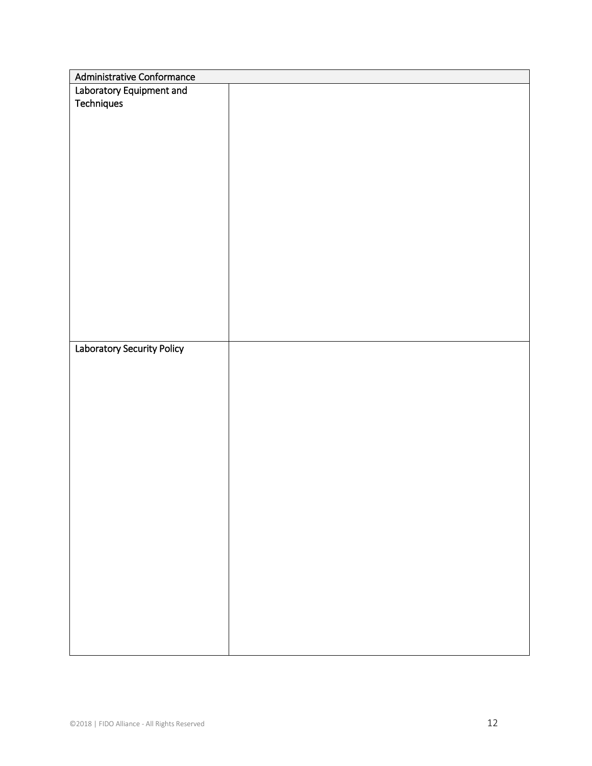| Administrative Conformance | |
|---|---|
| Laboratory Equipment and Techniques | |
| Laboratory Security Policy | |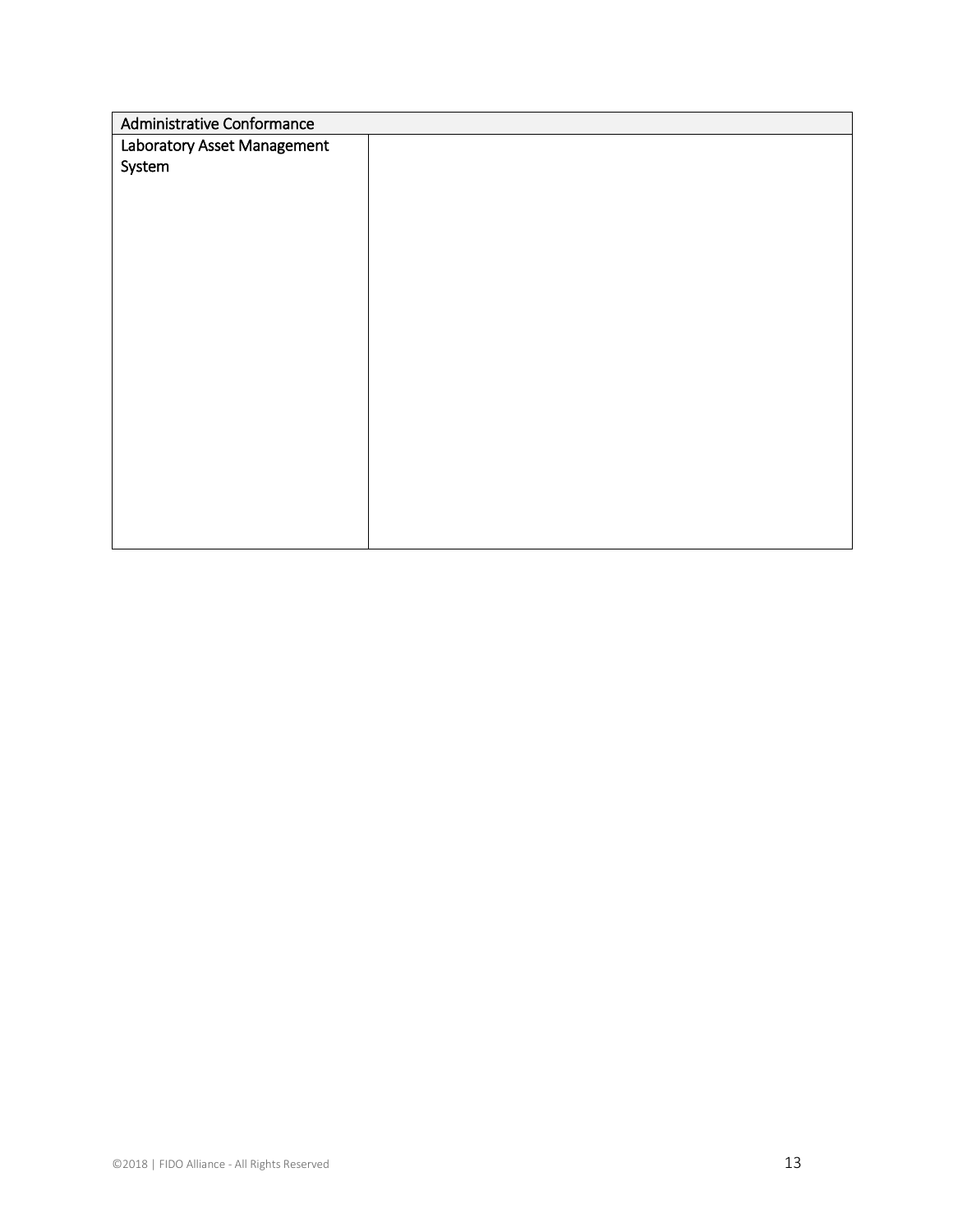| Administrative Conformance | |
| --- | --- |
| Laboratory Asset Management System | |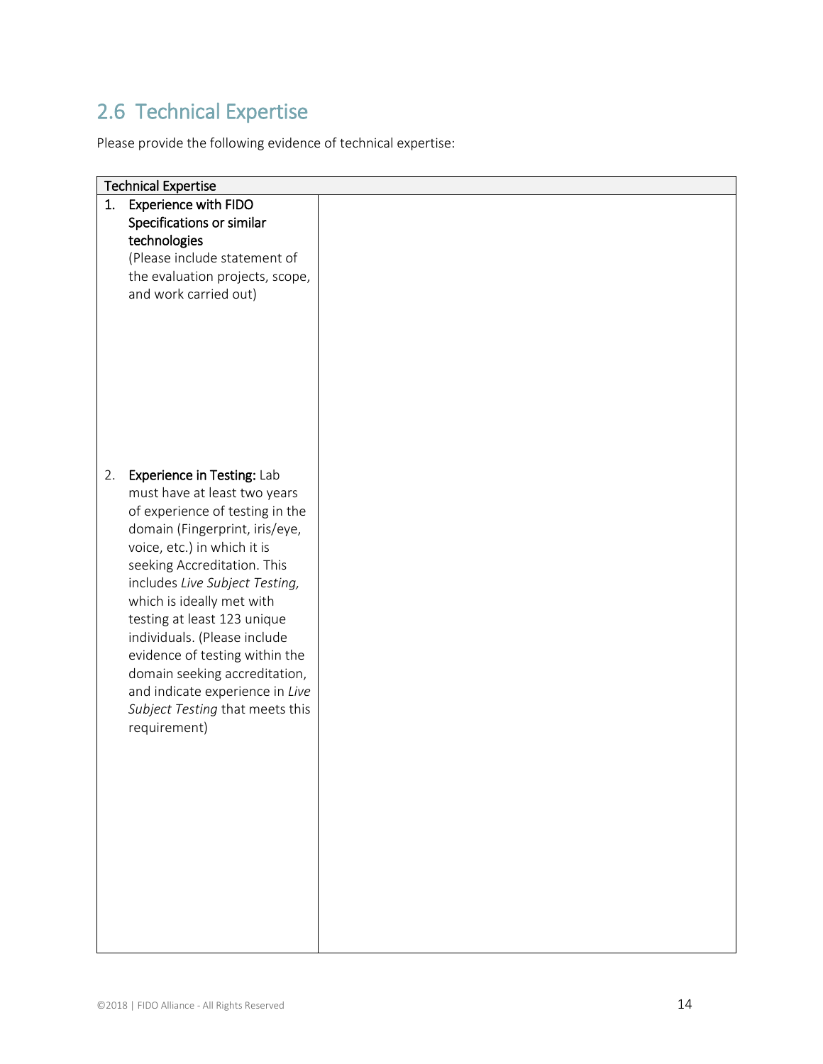## 2.6 Technical Expertise

Please provide the following evidence of technical expertise:

| Technical Expertise | |
|---|---|
| 1. **Experience with FIDO Specifications or similar technologies** (Please include statement of the evaluation projects, scope, and work carried out) | |
| 2. **Experience in Testing:** Lab must have at least two years of experience of testing in the domain (Fingerprint, iris/eye, voice, etc.) in which it is seeking Accreditation. This includes *Live Subject Testing,* which is ideally met with testing at least 123 unique individuals. (Please include evidence of testing within the domain seeking accreditation, and indicate experience in *Live Subject Testing* that meets this requirement) | |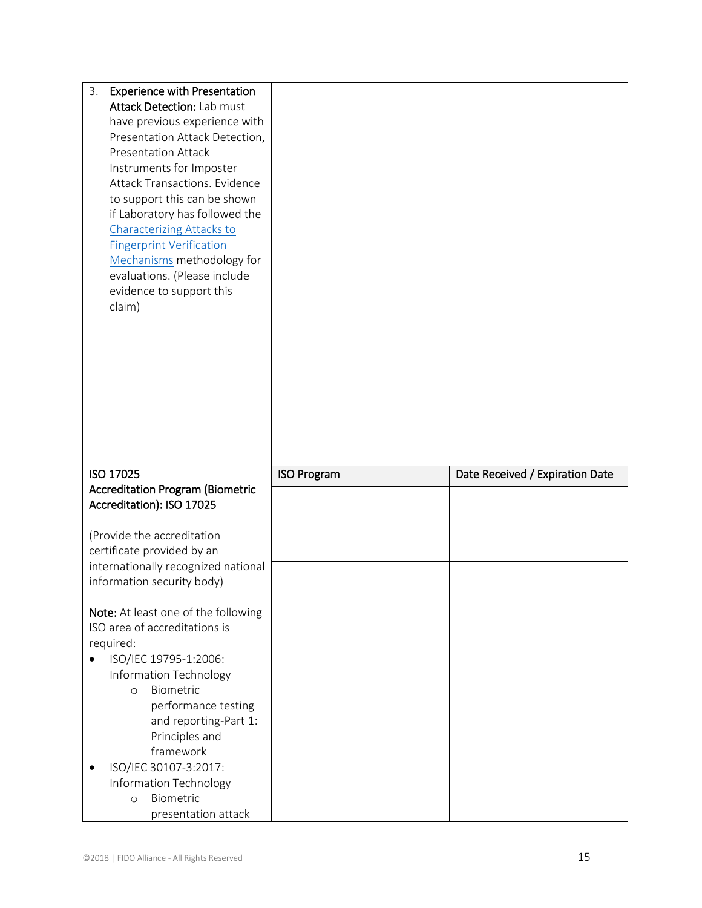| 3. **Experience with Presentation Attack Detection:** Lab must have previous experience with Presentation Attack Detection, Presentation Attack Instruments for Imposter Attack Transactions. Evidence to support this can be shown if Laboratory has followed the [Characterizing Attacks to Fingerprint Verification Mechanisms] methodology for evaluations. (Please include evidence to support this claim) | | |
|---|---|---|
| **ISO 17025 Accreditation Program (Biometric Accreditation): ISO 17025**<br><br>(Provide the accreditation certificate provided by an internationally recognized national information security body)<br><br>**Note:** At least one of the following ISO area of accreditations is required:<br>• ISO/IEC 19795-1:2006: Information Technology<br>  ○ Biometric performance testing and reporting-Part 1: Principles and framework<br>• ISO/IEC 30107-3:2017: Information Technology<br>  ○ Biometric presentation attack | **ISO Program** | **Date Received / Expiration Date** |
| | | |
| | | |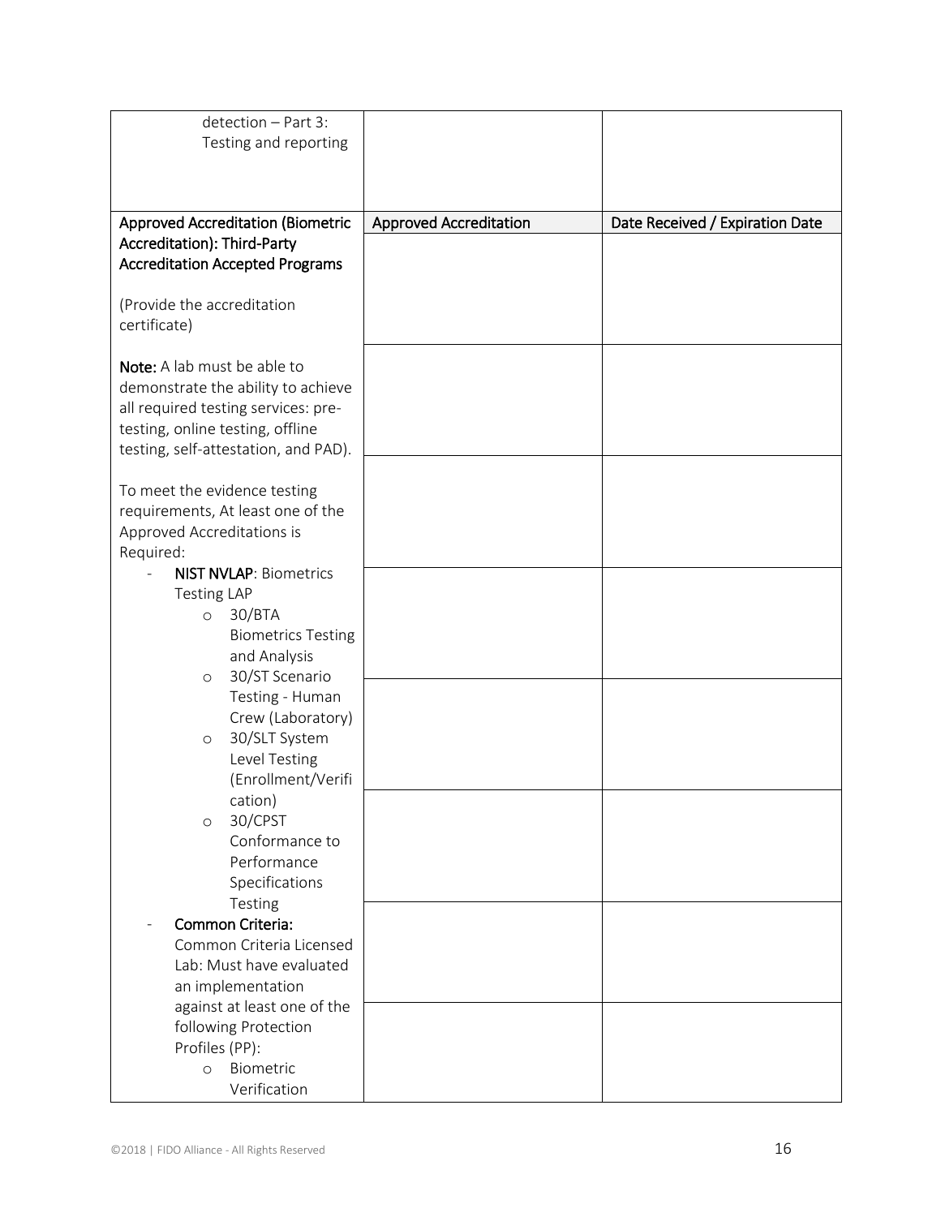| detection – Part 3: Testing and reporting | | |
|---|---|---|
| **Approved Accreditation (Biometric Accreditation): Third-Party Accreditation Accepted Programs**<br><br>(Provide the accreditation certificate)<br><br>**Note:** A lab must be able to demonstrate the ability to achieve all required testing services: pre-testing, online testing, offline testing, self-attestation, and PAD).<br><br>To meet the evidence testing requirements, At least one of the Approved Accreditations is Required:<br>- **NIST NVLAP**: Biometrics Testing LAP<br>&nbsp;&nbsp;o 30/BTA Biometrics Testing and Analysis<br>&nbsp;&nbsp;o 30/ST Scenario Testing - Human Crew (Laboratory)<br>&nbsp;&nbsp;o 30/SLT System Level Testing (Enrollment/Verification)<br>&nbsp;&nbsp;o 30/CPST Conformance to Performance Specifications Testing<br>- **Common Criteria:** Common Criteria Licensed Lab: Must have evaluated an implementation against at least one of the following Protection Profiles (PP):<br>&nbsp;&nbsp;o Biometric Verification | **Approved Accreditation** | **Date Received / Expiration Date** |
| | | |
| | | |
| | | |
| | | |
| | | |
| | | |
| | | |
| | | |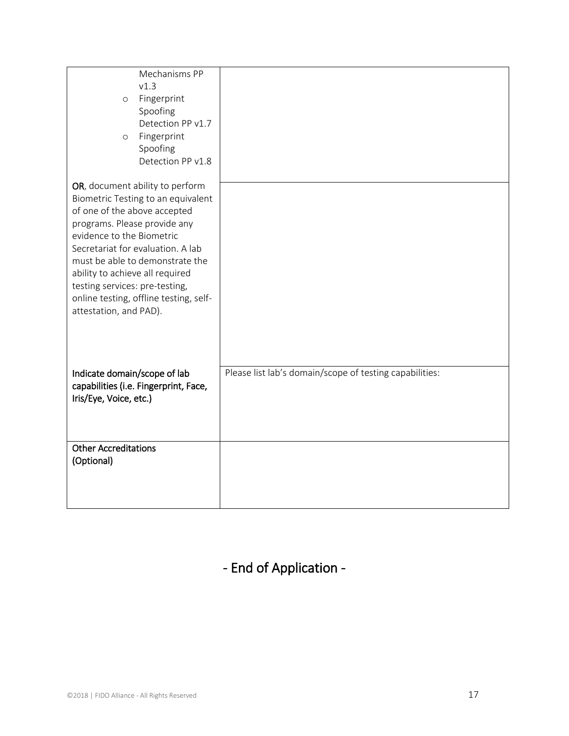| | |
|---|---|
| Mechanisms PP v1.3<br>◦ Fingerprint Spoofing Detection PP v1.7<br>◦ Fingerprint Spoofing Detection PP v1.8 | |
| **OR**, document ability to perform Biometric Testing to an equivalent of one of the above accepted programs. Please provide any evidence to the Biometric Secretariat for evaluation. A lab must be able to demonstrate the ability to achieve all required testing services: pre-testing, online testing, offline testing, self-attestation, and PAD). | |
| **Indicate domain/scope of lab capabilities (i.e. Fingerprint, Face, Iris/Eye, Voice, etc.)** | Please list lab's domain/scope of testing capabilities: |
| **Other Accreditations (Optional)** | |

## - End of Application -